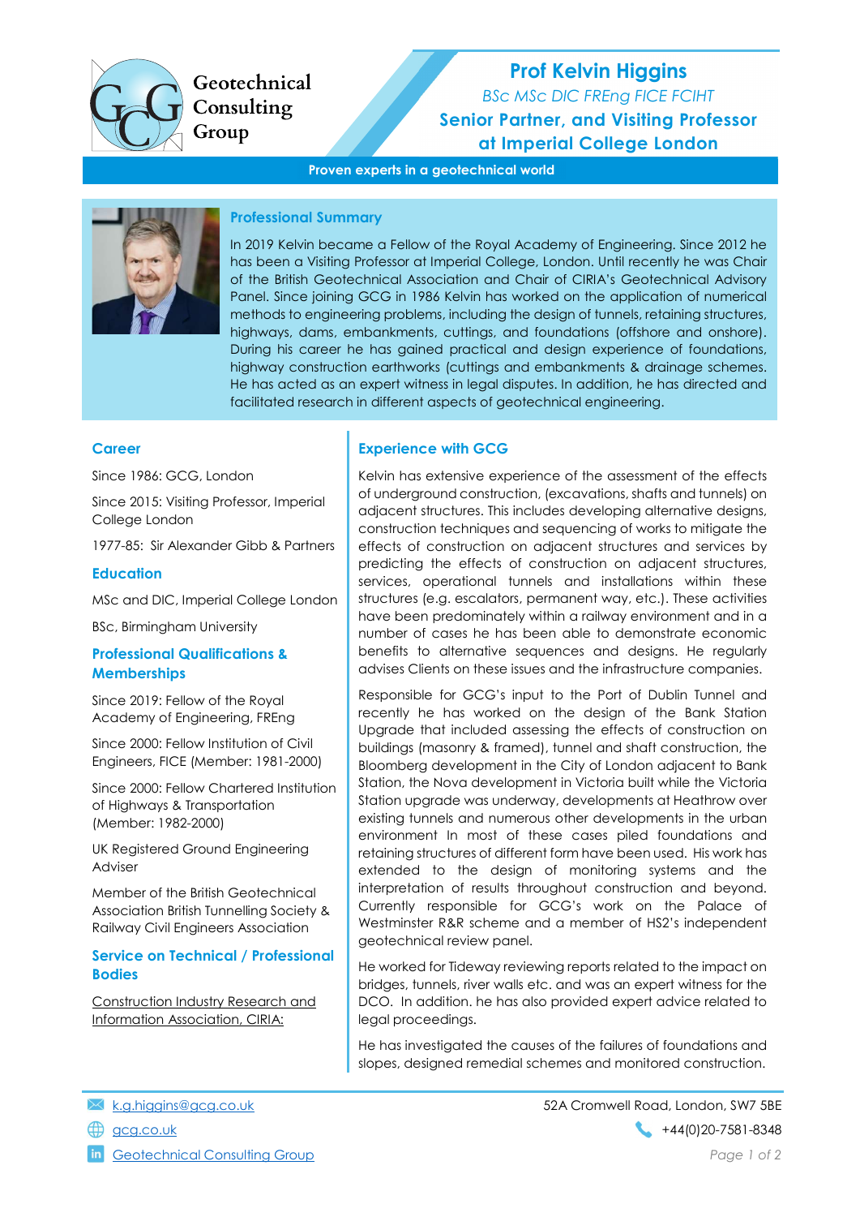Geotechnical Consulting Group

# Prof Kelvin Higgins

*BSc MSc DIC FREng FICE FCIHT*

**Senior Partner, and Visiting Professor at Imperial College London**

**Proven experts in a geotechnical world**

## Professional Summary

In 2019 Kelvin became a Fellow of the Royal Academy of Engineering. Since 2012 he has been a Visiting Professor at Imperial College, London. Until recently he was Chair of the British Geotechnical Association and Chair of CIRIA's Geotechnical Advisory Panel. Since joining GCG in 1986 Kelvin has worked on the application of numerical methods to engineering problems, including the design of tunnels, retaining structures, highways, dams, embankments, cuttings, and foundations (offshore and onshore). During his career he has gained practical and design experience of foundations, highway construction earthworks (cuttings and embankments & drainage schemes. He has acted as an expert witness in legal disputes. In addition, he has directed and facilitated research in different aspects of geotechnical engineering.

## Career

Since 1986: GCG, London

Since 2015: Visiting Professor, Imperial College London

1977-85: Sir Alexander Gibb & Partners

## Education

MSc and DIC, Imperial College London

BSc, Birmingham University

## Professional Qualifications & Memberships

Since 2019: Fellow of the Royal Academy of Engineering, FREng

Since 2000: Fellow Institution of Civil Engineers, FICE (Member: 1981-2000)

Since 2000: Fellow Chartered Institution of Highways & Transportation (Member: 1982-2000)

UK Registered Ground Engineering Adviser

Member of the British Geotechnical Association British Tunnelling Society & Railway Civil Engineers Association

## Service on Technical / Professional Bodies

Construction Industry Research and Information Association, CIRIA:

## Experience with GCG

Kelvin has extensive experience of the assessment of the effects of underground construction, (excavations, shafts and tunnels) on adjacent structures. This includes developing alternative designs, construction techniques and sequencing of works to mitigate the effects of construction on adjacent structures and services by predicting the effects of construction on adjacent structures, services, operational tunnels and installations within these structures (e.g. escalators, permanent way, etc.). These activities have been predominately within a railway environment and in a number of cases he has been able to demonstrate economic benefits to alternative sequences and designs. He regularly advises Clients on these issues and the infrastructure companies.

Responsible for GCG's input to the Port of Dublin Tunnel and recently he has worked on the design of the Bank Station Upgrade that included assessing the effects of construction on buildings (masonry & framed), tunnel and shaft construction, the Bloomberg development in the City of London adjacent to Bank Station, the Nova development in Victoria built while the Victoria Station upgrade was underway, developments at Heathrow over existing tunnels and numerous other developments in the urban environment In most of these cases piled foundations and retaining structures of different form have been used. His work has extended to the design of monitoring systems and the interpretation of results throughout construction and beyond. Currently responsible for GCG's work on the Palace of Westminster R&R scheme and a member of HS2's independent geotechnical review panel.

He worked for Tideway reviewing reports related to the impact on bridges, tunnels, river walls etc. and was an expert witness for the DCO. In addition. he has also provided expert advice related to legal proceedings.

He has investigated the causes of the failures of foundations and slopes, designed remedial schemes and monitored construction.

k.g.higgins@gcg.co.uk

gcg.co.uk

Geotechnical Consulting Group

52A Cromwell Road, London, SW7 5BE

+44(0)20-7581-8348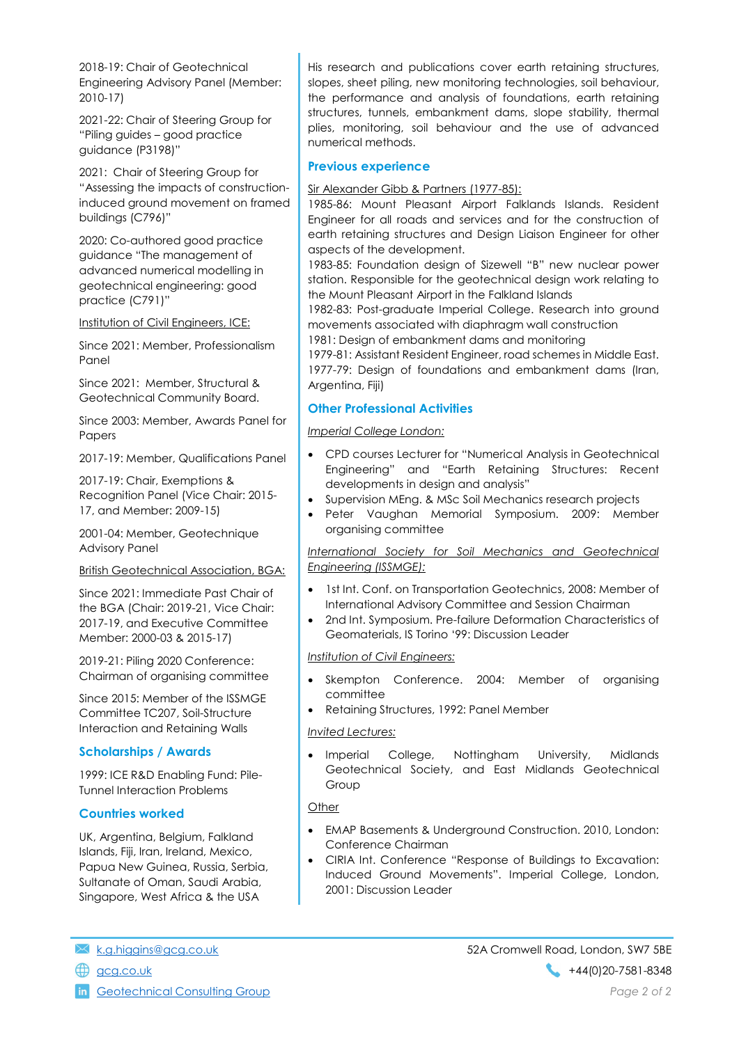2018-19: Chair of Geotechnical Engineering Advisory Panel (Member: 2010-17)

2021-22: Chair of Steering Group for "Piling guides – good practice guidance (P3198)"

2021: Chair of Steering Group for "Assessing the impacts of construction-induced ground movement on framed buildings (C796)"

2020: Co-authored good practice guidance "The management of advanced numerical modelling in geotechnical engineering: good practice (C791)"

Institution of Civil Engineers, ICE:

Since 2021: Member, Professionalism Panel

Since 2021: Member, Structural & Geotechnical Community Board.

Since 2003: Member, Awards Panel for Papers

2017-19: Member, Qualifications Panel

2017-19: Chair, Exemptions & Recognition Panel (Vice Chair: 2015-17, and Member: 2009-15)

2001-04: Member, Geotechnique Advisory Panel

British Geotechnical Association, BGA:

Since 2021: Immediate Past Chair of the BGA (Chair: 2019-21, Vice Chair: 2017-19, and Executive Committee Member: 2000-03 & 2015-17)

2019-21: Piling 2020 Conference: Chairman of organising committee

Since 2015: Member of the ISSMGE Committee TC207, Soil-Structure Interaction and Retaining Walls

## Scholarships / Awards

1999: ICE R&D Enabling Fund: Pile-Tunnel Interaction Problems

## Countries worked

UK, Argentina, Belgium, Falkland Islands, Fiji, Iran, Ireland, Mexico, Papua New Guinea, Russia, Serbia, Sultanate of Oman, Saudi Arabia, Singapore, West Africa & the USA

His research and publications cover earth retaining structures, slopes, sheet piling, new monitoring technologies, soil behaviour, the performance and analysis of foundations, earth retaining structures, tunnels, embankment dams, slope stability, thermal plies, monitoring, soil behaviour and the use of advanced numerical methods.

## Previous experience

Sir Alexander Gibb & Partners (1977-85):

1985-86: Mount Pleasant Airport Falklands Islands. Resident Engineer for all roads and services and for the construction of earth retaining structures and Design Liaison Engineer for other aspects of the development.

1983-85: Foundation design of Sizewell "B" new nuclear power station. Responsible for the geotechnical design work relating to the Mount Pleasant Airport in the Falkland Islands

1982-83: Post-graduate Imperial College. Research into ground movements associated with diaphragm wall construction

1981: Design of embankment dams and monitoring

1979-81: Assistant Resident Engineer, road schemes in Middle East.

1977-79: Design of foundations and embankment dams (Iran, Argentina, Fiji)

## Other Professional Activities

*Imperial College London:*

- CPD courses Lecturer for "Numerical Analysis in Geotechnical Engineering" and "Earth Retaining Structures: Recent developments in design and analysis"
- Supervision MEng. & MSc Soil Mechanics research projects
- Peter Vaughan Memorial Symposium. 2009: Member organising committee

*International Society for Soil Mechanics and Geotechnical Engineering (ISSMGE):*

- 1st Int. Conf. on Transportation Geotechnics, 2008: Member of International Advisory Committee and Session Chairman
- 2nd Int. Symposium. Pre-failure Deformation Characteristics of Geomaterials, IS Torino '99: Discussion Leader

*Institution of Civil Engineers:*

- Skempton Conference. 2004: Member of organising committee
- Retaining Structures, 1992: Panel Member

*Invited Lectures:*

- Imperial College, Nottingham University, Midlands Geotechnical Society, and East Midlands Geotechnical Group

Other

- EMAP Basements & Underground Construction. 2010, London: Conference Chairman
- CIRIA Int. Conference "Response of Buildings to Excavation: Induced Ground Movements". Imperial College, London, 2001: Discussion Leader

k.g.higgins@gcg.co.uk

gcg.co.uk

Geotechnical Consulting Group

52A Cromwell Road, London, SW7 5BE

+44(0)20-7581-8348